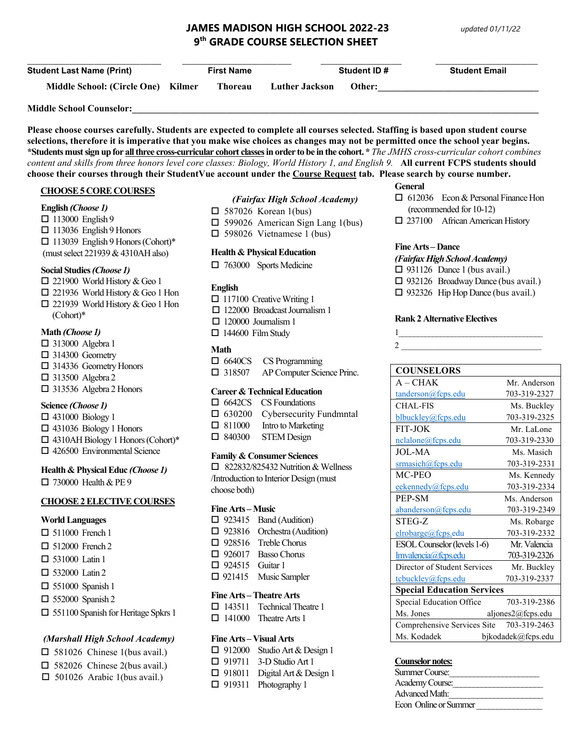# JAMES MADISON HIGH SCHOOL 2022-23
## 9th GRADE COURSE SELECTION SHEET

*updated 01/11/22*

**Student Last Name (Print)** ____________ **First Name** ____________ **Student ID #** ____________ **Student Email** ____________

**Middle School: (Circle One)** Kilmer Thoreau Luther Jackson Other: ____________

**Middle School Counselor:** ____________

**Please choose courses carefully. Students are expected to complete all courses selected. Staffing is based upon student course selections, therefore it is imperative that you make wise choices as changes may not be permitted once the school year begins. *Students must sign up for all three cross-curricular cohort classes in order to be in the cohort.*** *The JMHS cross-curricular cohort combines content and skills from three honors level core classes: Biology, World History 1, and English 9.* **All current FCPS students should choose their courses through their StudentVue account under the Course Request tab. Please search by course number.**

### CHOOSE 5 CORE COURSES

**English *(Choose 1)***
- ☐ 113000 English 9
- ☐ 113036 English 9 Honors
- ☐ 113039 English 9 Honors (Cohort)* (must select 221939 & 4310AH also)

**Social Studies *(Choose 1)***
- ☐ 221900 World History & Geo 1
- ☐ 221936 World History & Geo 1 Hon
- ☐ 221939 World History & Geo 1 Hon (Cohort)*

**Math *(Choose 1)***
- ☐ 313000 Algebra 1
- ☐ 314300 Geometry
- ☐ 314336 Geometry Honors
- ☐ 313500 Algebra 2
- ☐ 313536 Algebra 2 Honors

**Science *(Choose 1)***
- ☐ 431000 Biology 1
- ☐ 431036 Biology 1 Honors
- ☐ 4310AH Biology 1 Honors (Cohort)*
- ☐ 426500 Environmental Science

**Health & Physical Educ *(Choose 1)***
- ☐ 730000 Health & PE 9

### CHOOSE 2 ELECTIVE COURSES

**World Languages**
- ☐ 511000 French 1
- ☐ 512000 French 2
- ☐ 531000 Latin 1
- ☐ 532000 Latin 2
- ☐ 551000 Spanish 1
- ☐ 552000 Spanish 2
- ☐ 551100 Spanish for Heritage Spkrs 1

***(Marshall High School Academy)***
- ☐ 581026 Chinese 1(bus avail.)
- ☐ 582026 Chinese 2(bus avail.)
- ☐ 501026 Arabic 1(bus avail.)

***(Fairfax High School Academy)***
- ☐ 587026 Korean 1(bus)
- ☐ 599026 American Sign Lang 1(bus)
- ☐ 598026 Vietnamese 1 (bus)

**Health & Physical Education**
- ☐ 763000 Sports Medicine

**English**
- ☐ 117100 Creative Writing 1
- ☐ 122000 Broadcast Journalism 1
- ☐ 120000 Journalism 1
- ☐ 144600 Film Study

**Math**
- ☐ 6640CS CS Programming
- ☐ 318507 AP Computer Science Princ.

**Career & Technical Education**
- ☐ 6642CS CS Foundations
- ☐ 630200 Cybersecurity Fundmntal
- ☐ 811000 Intro to Marketing
- ☐ 840300 STEM Design

**Family & Consumer Sciences**
- ☐ 822832/825432 Nutrition & Wellness /Introduction to Interior Design (must choose both)

**Fine Arts – Music**
- ☐ 923415 Band (Audition)
- ☐ 923816 Orchestra (Audition)
- ☐ 928516 Treble Chorus
- ☐ 926017 Basso Chorus
- ☐ 924515 Guitar 1
- ☐ 921415 Music Sampler

**Fine Arts – Theatre Arts**
- ☐ 143511 Technical Theatre 1
- ☐ 141000 Theatre Arts 1

**Fine Arts – Visual Arts**
- ☐ 912000 Studio Art & Design 1
- ☐ 919711 3-D Studio Art 1
- ☐ 918011 Digital Art & Design 1
- ☐ 919311 Photography 1

**General**
- ☐ 612036 Econ & Personal Finance Hon (recommended for 10-12)
- ☐ 237100 African American History

**Fine Arts – Dance**
***(Fairfax High School Academy)***
- ☐ 931126 Dance 1 (bus avail.)
- ☐ 932126 Broadway Dance (bus avail.)
- ☐ 932326 Hip Hop Dance (bus avail.)

**Rank 2 Alternative Electives**

1 ____________

2 ____________

| COUNSELORS | |
|---|---|
| A – CHAK | Mr. Anderson |
| tanderson@fcps.edu | 703-319-2327 |
| CHAL-FIS | Ms. Buckley |
| blbuckley@fcps.edu | 703-319-2325 |
| FIT-JOK | Mr. LaLone |
| nclalone@fcps.edu | 703-319-2330 |
| JOL-MA | Ms. Masich |
| srmasich@fcps.edu | 703-319-2331 |
| MC-PEO | Ms. Kennedy |
| eekennedy@fcps.edu | 703-319-2334 |
| PEP-SM | Ms. Anderson |
| abanderson@fcps.edu | 703-319-2349 |
| STEG-Z | Ms. Robarge |
| elrobarge@fcps.edu | 703-319-2332 |
| ESOL Counselor (levels 1-6) | Mr. Valencia |
| lmvalencia@fcps.edu | 703-319-2326 |
| Director of Student Services | Mr. Buckley |
| tcbuckley@fcps.edu | 703-319-2337 |
| **Special Education Services** | |
| Special Education Office | 703-319-2386 |
| Ms. Jones | aljones2@fcps.edu |
| Comprehensive Services Site | 703-319-2463 |
| Ms. Kodadek | bjkodadek@fcps.edu |

**Counselor notes:**

Summer Course: ____________

Academy Course: ____________

Advanced Math: ____________

Econ Online or Summer ____________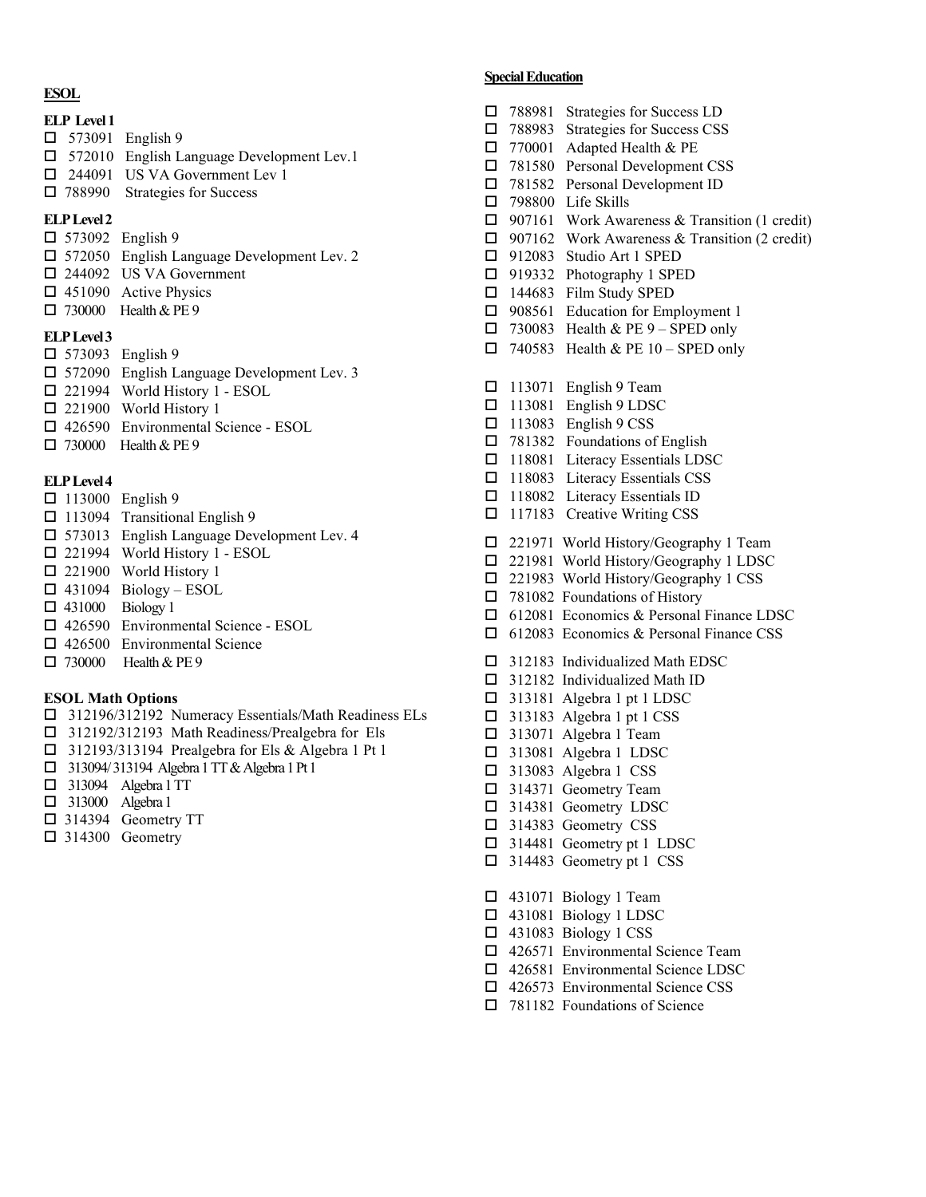## ESOL

### ELP Level 1

- ☐ 573091 English 9
- ☐ 572010 English Language Development Lev.1
- ☐ 244091 US VA Government Lev 1
- ☐ 788990 Strategies for Success

### ELP Level 2

- ☐ 573092 English 9
- ☐ 572050 English Language Development Lev. 2
- ☐ 244092 US VA Government
- ☐ 451090 Active Physics
- ☐ 730000 Health & PE 9

### ELP Level 3

- ☐ 573093 English 9
- ☐ 572090 English Language Development Lev. 3
- ☐ 221994 World History 1 - ESOL
- ☐ 221900 World History 1
- ☐ 426590 Environmental Science - ESOL
- ☐ 730000 Health & PE 9

### ELP Level 4

- ☐ 113000 English 9
- ☐ 113094 Transitional English 9
- ☐ 573013 English Language Development Lev. 4
- ☐ 221994 World History 1 - ESOL
- ☐ 221900 World History 1
- ☐ 431094 Biology – ESOL
- ☐ 431000 Biology 1
- ☐ 426590 Environmental Science - ESOL
- ☐ 426500 Environmental Science
- ☐ 730000 Health & PE 9

### ESOL Math Options

- ☐ 312196/312192 Numeracy Essentials/Math Readiness ELs
- ☐ 312192/312193 Math Readiness/Prealgebra for Els
- ☐ 312193/313194 Prealgebra for Els & Algebra 1 Pt 1
- ☐ 313094/313194 Algebra 1 TT & Algebra 1 Pt 1
- ☐ 313094 Algebra 1 TT
- ☐ 313000 Algebra 1
- ☐ 314394 Geometry TT
- ☐ 314300 Geometry

## Special Education

- ☐ 788981 Strategies for Success LD
- ☐ 788983 Strategies for Success CSS
- ☐ 770001 Adapted Health & PE
- ☐ 781580 Personal Development CSS
- ☐ 781582 Personal Development ID
- ☐ 798800 Life Skills
- ☐ 907161 Work Awareness & Transition (1 credit)
- ☐ 907162 Work Awareness & Transition (2 credit)
- ☐ 912083 Studio Art 1 SPED
- ☐ 919332 Photography 1 SPED
- ☐ 144683 Film Study SPED
- ☐ 908561 Education for Employment 1
- ☐ 730083 Health & PE 9 – SPED only
- ☐ 740583 Health & PE 10 – SPED only

- ☐ 113071 English 9 Team
- ☐ 113081 English 9 LDSC
- ☐ 113083 English 9 CSS
- ☐ 781382 Foundations of English
- ☐ 118081 Literacy Essentials LDSC
- ☐ 118083 Literacy Essentials CSS
- ☐ 118082 Literacy Essentials ID
- ☐ 117183 Creative Writing CSS

- ☐ 221971 World History/Geography 1 Team
- ☐ 221981 World History/Geography 1 LDSC
- ☐ 221983 World History/Geography 1 CSS
- ☐ 781082 Foundations of History
- ☐ 612081 Economics & Personal Finance LDSC
- ☐ 612083 Economics & Personal Finance CSS

- ☐ 312183 Individualized Math EDSC
- ☐ 312182 Individualized Math ID
- ☐ 313181 Algebra 1 pt 1 LDSC
- ☐ 313183 Algebra 1 pt 1 CSS
- ☐ 313071 Algebra 1 Team
- ☐ 313081 Algebra 1 LDSC
- ☐ 313083 Algebra 1 CSS
- ☐ 314371 Geometry Team
- ☐ 314381 Geometry LDSC
- ☐ 314383 Geometry CSS
- ☐ 314481 Geometry pt 1 LDSC
- ☐ 314483 Geometry pt 1 CSS

- ☐ 431071 Biology 1 Team
- ☐ 431081 Biology 1 LDSC
- ☐ 431083 Biology 1 CSS
- ☐ 426571 Environmental Science Team
- ☐ 426581 Environmental Science LDSC
- ☐ 426573 Environmental Science CSS
- ☐ 781182 Foundations of Science